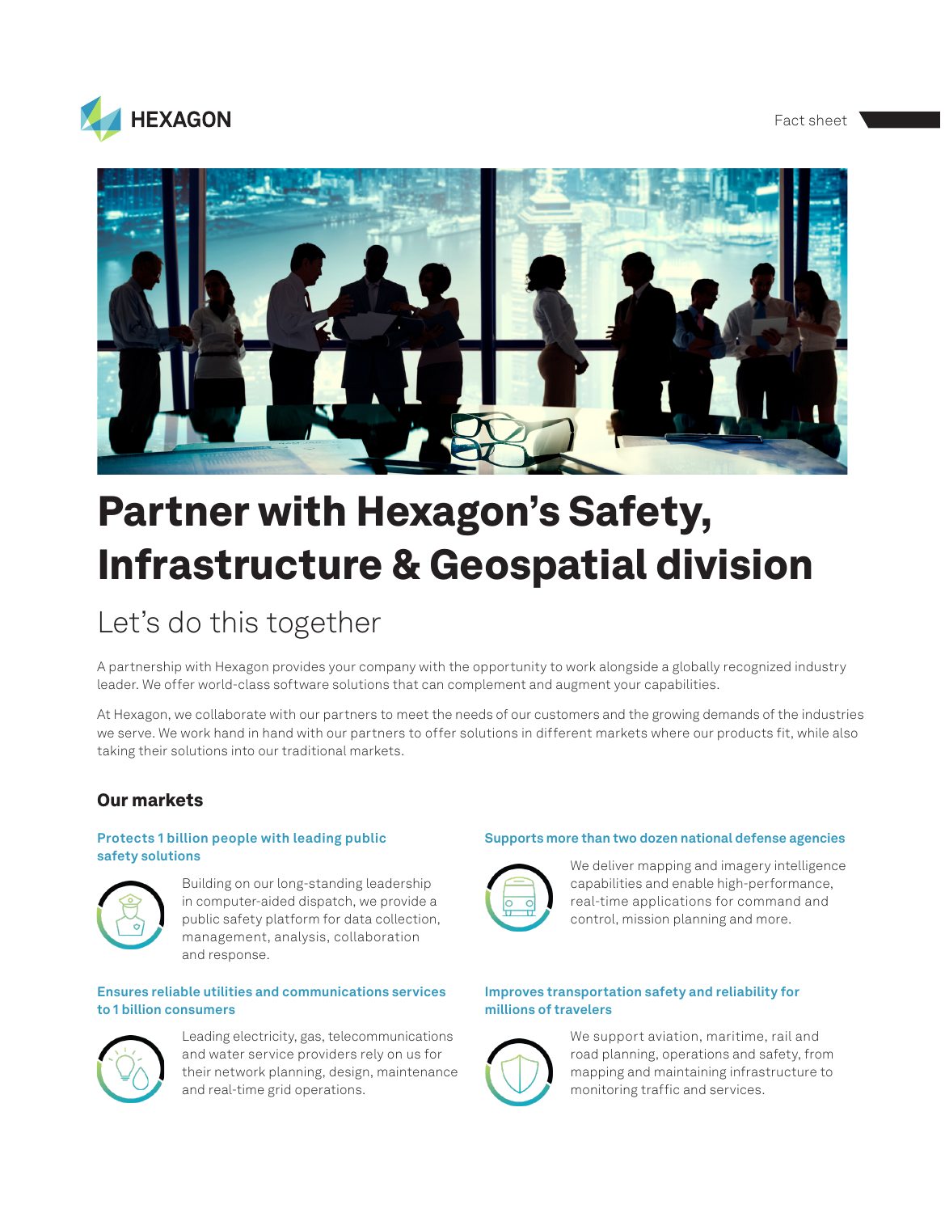HEXAGON

Fact sheet

# Partner with Hexagon's Safety, Infrastructure & Geospatial division

## Let's do this together

A partnership with Hexagon provides your company with the opportunity to work alongside a globally recognized industry leader. We offer world-class software solutions that can complement and augment your capabilities.

At Hexagon, we collaborate with our partners to meet the needs of our customers and the growing demands of the industries we serve. We work hand in hand with our partners to offer solutions in different markets where our products fit, while also taking their solutions into our traditional markets.

### Our markets

#### Protects 1 billion people with leading public safety solutions

Building on our long-standing leadership in computer-aided dispatch, we provide a public safety platform for data collection, management, analysis, collaboration and response.

#### Ensures reliable utilities and communications services to 1 billion consumers

Leading electricity, gas, telecommunications and water service providers rely on us for their network planning, design, maintenance and real-time grid operations.

#### Supports more than two dozen national defense agencies

We deliver mapping and imagery intelligence capabilities and enable high-performance, real-time applications for command and control, mission planning and more.

#### Improves transportation safety and reliability for millions of travelers

We support aviation, maritime, rail and road planning, operations and safety, from mapping and maintaining infrastructure to monitoring traffic and services.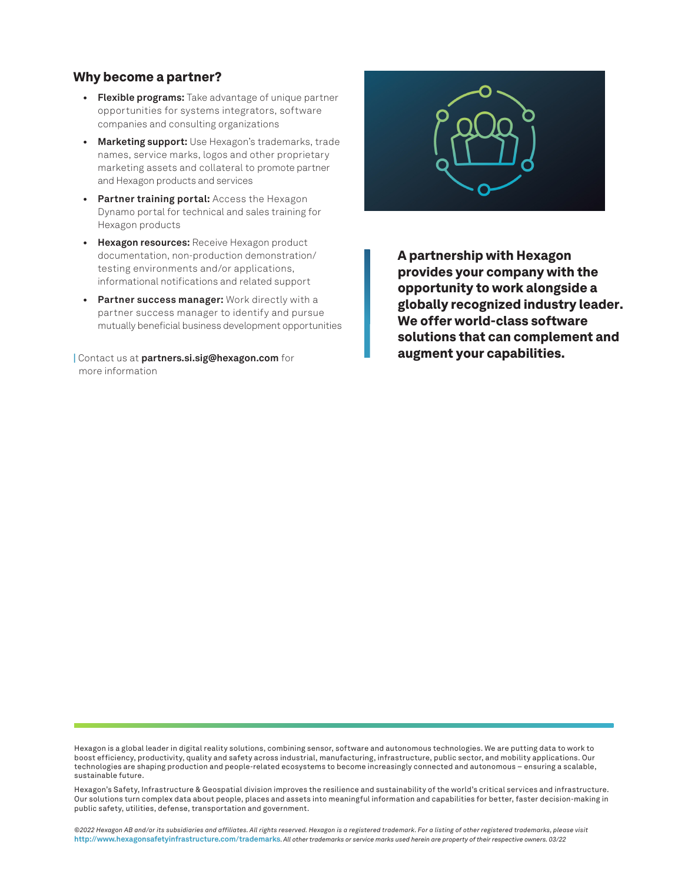## Why become a partner?

- **Flexible programs:** Take advantage of unique partner opportunities for systems integrators, software companies and consulting organizations
- **Marketing support:** Use Hexagon's trademarks, trade names, service marks, logos and other proprietary marketing assets and collateral to promote partner and Hexagon products and services
- **Partner training portal:** Access the Hexagon Dynamo portal for technical and sales training for Hexagon products
- **Hexagon resources:** Receive Hexagon product documentation, non-production demonstration/testing environments and/or applications, informational notifications and related support
- **Partner success manager:** Work directly with a partner success manager to identify and pursue mutually beneficial business development opportunities

Contact us at **partners.si.sig@hexagon.com** for more information

**A partnership with Hexagon provides your company with the opportunity to work alongside a globally recognized industry leader. We offer world-class software solutions that can complement and augment your capabilities.**

Hexagon is a global leader in digital reality solutions, combining sensor, software and autonomous technologies. We are putting data to work to boost efficiency, productivity, quality and safety across industrial, manufacturing, infrastructure, public sector, and mobility applications. Our technologies are shaping production and people-related ecosystems to become increasingly connected and autonomous – ensuring a scalable, sustainable future.

Hexagon's Safety, Infrastructure & Geospatial division improves the resilience and sustainability of the world's critical services and infrastructure. Our solutions turn complex data about people, places and assets into meaningful information and capabilities for better, faster decision-making in public safety, utilities, defense, transportation and government.

*©2022 Hexagon AB and/or its subsidiaries and affiliates. All rights reserved. Hexagon is a registered trademark. For a listing of other registered trademarks, please visit* **http://www.hexagonsafetyinfrastructure.com/trademarks**. *All other trademarks or service marks used herein are property of their respective owners. 03/22*